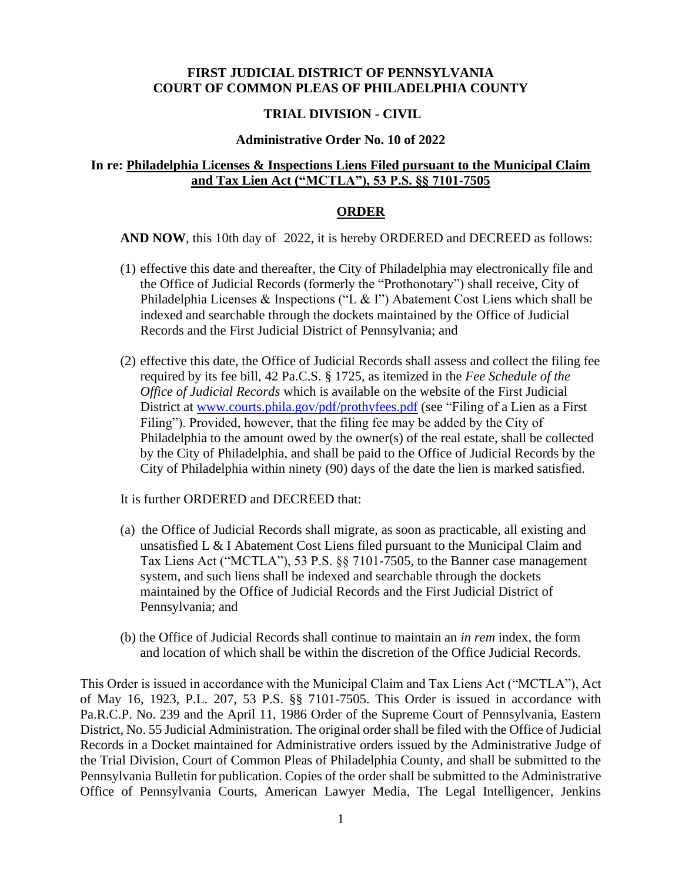**FIRST JUDICIAL DISTRICT OF PENNSYLVANIA**
**COURT OF COMMON PLEAS OF PHILADELPHIA COUNTY**

**TRIAL DIVISION - CIVIL**

**Administrative Order No. 10 of 2022**

**In re: Philadelphia Licenses & Inspections Liens Filed pursuant to the Municipal Claim and Tax Lien Act ("MCTLA"), 53 P.S. §§ 7101-7505**

## ORDER

**AND NOW**, this 10th day of 2022, it is hereby ORDERED and DECREED as follows:

(1) effective this date and thereafter, the City of Philadelphia may electronically file and the Office of Judicial Records (formerly the "Prothonotary") shall receive, City of Philadelphia Licenses & Inspections ("L & I") Abatement Cost Liens which shall be indexed and searchable through the dockets maintained by the Office of Judicial Records and the First Judicial District of Pennsylvania; and

(2) effective this date, the Office of Judicial Records shall assess and collect the filing fee required by its fee bill, 42 Pa.C.S. § 1725, as itemized in the *Fee Schedule of the Office of Judicial Records* which is available on the website of the First Judicial District at www.courts.phila.gov/pdf/prothyfees.pdf (see "Filing of a Lien as a First Filing"). Provided, however, that the filing fee may be added by the City of Philadelphia to the amount owed by the owner(s) of the real estate, shall be collected by the City of Philadelphia, and shall be paid to the Office of Judicial Records by the City of Philadelphia within ninety (90) days of the date the lien is marked satisfied.

It is further ORDERED and DECREED that:

(a) the Office of Judicial Records shall migrate, as soon as practicable, all existing and unsatisfied L & I Abatement Cost Liens filed pursuant to the Municipal Claim and Tax Liens Act ("MCTLA"), 53 P.S. §§ 7101-7505, to the Banner case management system, and such liens shall be indexed and searchable through the dockets maintained by the Office of Judicial Records and the First Judicial District of Pennsylvania; and

(b) the Office of Judicial Records shall continue to maintain an *in rem* index, the form and location of which shall be within the discretion of the Office Judicial Records.

This Order is issued in accordance with the Municipal Claim and Tax Liens Act ("MCTLA"), Act of May 16, 1923, P.L. 207, 53 P.S. §§ 7101-7505. This Order is issued in accordance with Pa.R.C.P. No. 239 and the April 11, 1986 Order of the Supreme Court of Pennsylvania, Eastern District, No. 55 Judicial Administration. The original order shall be filed with the Office of Judicial Records in a Docket maintained for Administrative orders issued by the Administrative Judge of the Trial Division, Court of Common Pleas of Philadelphia County, and shall be submitted to the Pennsylvania Bulletin for publication. Copies of the order shall be submitted to the Administrative Office of Pennsylvania Courts, American Lawyer Media, The Legal Intelligencer, Jenkins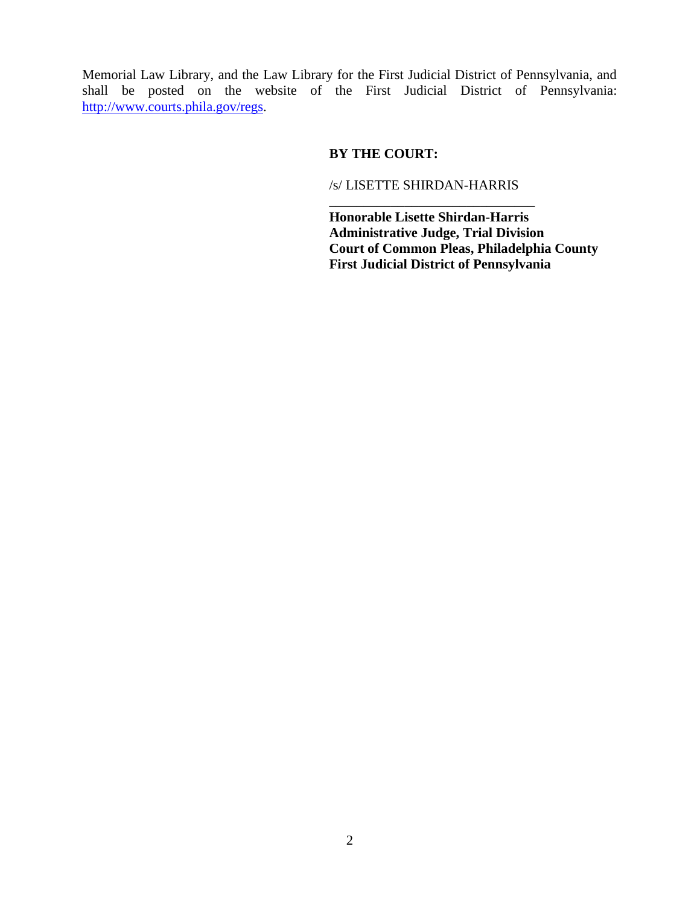Memorial Law Library, and the Law Library for the First Judicial District of Pennsylvania, and shall be posted on the website of the First Judicial District of Pennsylvania: http://www.courts.phila.gov/regs.

**BY THE COURT:**

/s/ LISETTE SHIRDAN-HARRIS

\_\_\_\_\_\_\_\_\_\_\_\_\_\_\_\_\_\_\_\_\_\_\_\_\_\_\_\_\_\_

**Honorable Lisette Shirdan-Harris**
**Administrative Judge, Trial Division**
**Court of Common Pleas, Philadelphia County**
**First Judicial District of Pennsylvania**